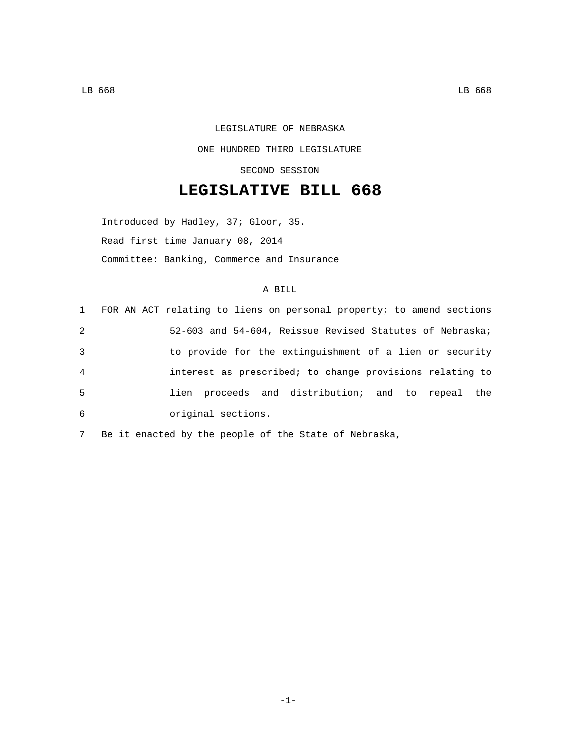LEGISLATURE OF NEBRASKA

ONE HUNDRED THIRD LEGISLATURE

SECOND SESSION

# LEGISLATIVE BILL 668

Introduced by Hadley, 37; Gloor, 35.

Read first time January 08, 2014

Committee: Banking, Commerce and Insurance

A BILL

1 FOR AN ACT relating to liens on personal property; to amend sections
2 52-603 and 54-604, Reissue Revised Statutes of Nebraska;
3 to provide for the extinguishment of a lien or security
4 interest as prescribed; to change provisions relating to
5 lien proceeds and distribution; and to repeal the
6 original sections.

7 Be it enacted by the people of the State of Nebraska,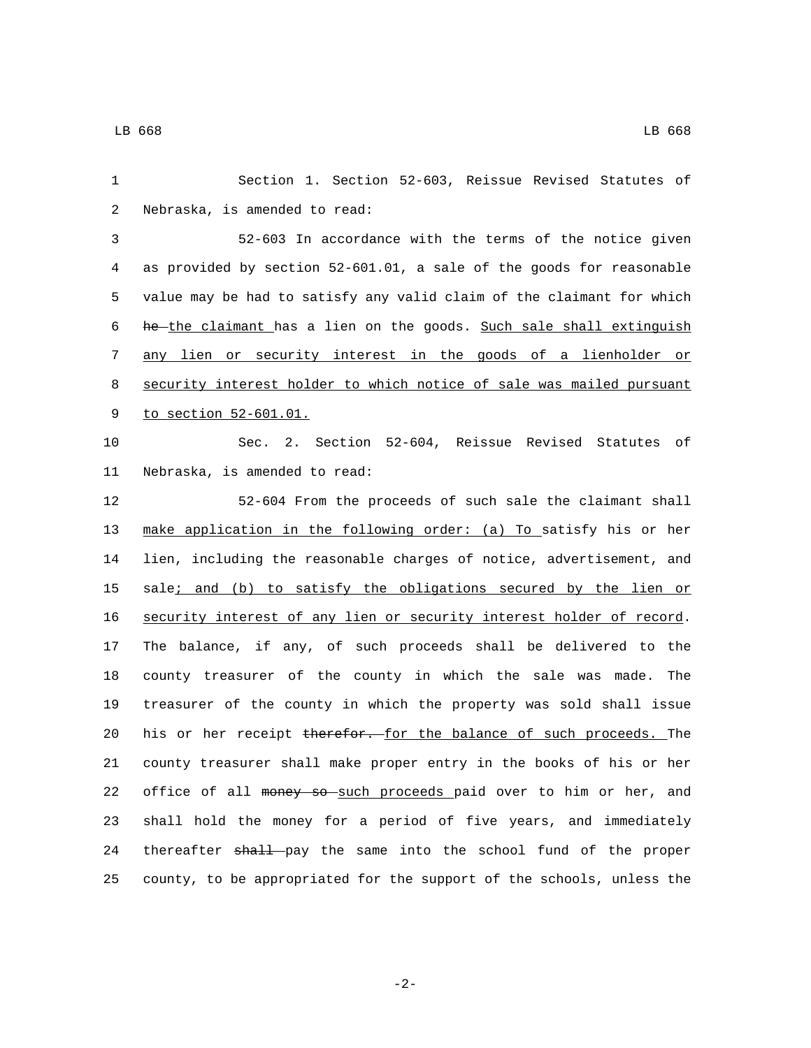Section 1. Section 52-603, Reissue Revised Statutes of Nebraska, is amended to read:

52-603 In accordance with the terms of the notice given as provided by section 52-601.01, a sale of the goods for reasonable value may be had to satisfy any valid claim of the claimant for which ~~he~~ <u>the claimant</u> has a lien on the goods. <u>Such sale shall extinguish any lien or security interest in the goods of a lienholder or security interest holder to which notice of sale was mailed pursuant to section 52-601.01.</u>

Sec. 2. Section 52-604, Reissue Revised Statutes of Nebraska, is amended to read:

52-604 From the proceeds of such sale the claimant shall <u>make application in the following order: (a) To</u> satisfy his or her lien, including the reasonable charges of notice, advertisement, and sale<u>; and (b) to satisfy the obligations secured by the lien or security interest of any lien or security interest holder of record</u>. The balance, if any, of such proceeds shall be delivered to the county treasurer of the county in which the sale was made. The treasurer of the county in which the property was sold shall issue his or her receipt ~~therefor.~~ <u>for the balance of such proceeds.</u> The county treasurer shall make proper entry in the books of his or her office of all ~~money so~~ <u>such proceeds</u> paid over to him or her, and shall hold the money for a period of five years, and immediately thereafter ~~shall~~ pay the same into the school fund of the proper county, to be appropriated for the support of the schools, unless the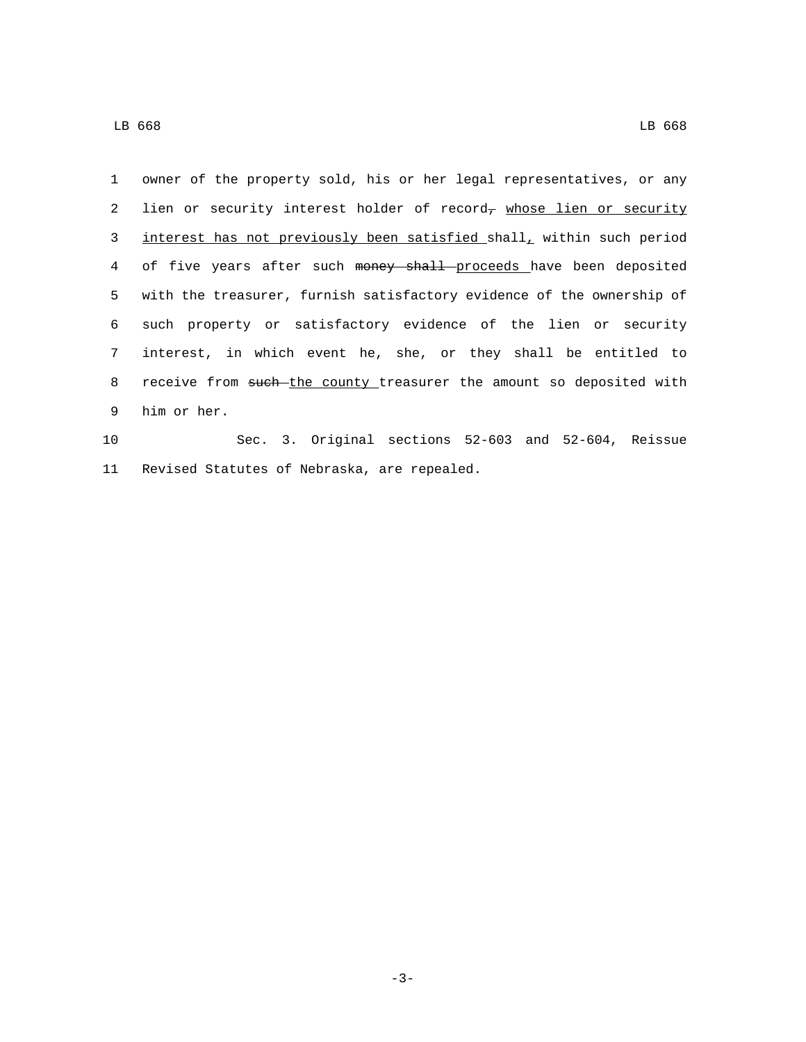owner of the property sold, his or her legal representatives, or any lien or security interest holder of record, whose lien or security interest has not previously been satisfied shall, within such period of five years after such money shall proceeds have been deposited with the treasurer, furnish satisfactory evidence of the ownership of such property or satisfactory evidence of the lien or security interest, in which event he, she, or they shall be entitled to receive from such the county treasurer the amount so deposited with him or her.

Sec. 3. Original sections 52-603 and 52-604, Reissue Revised Statutes of Nebraska, are repealed.